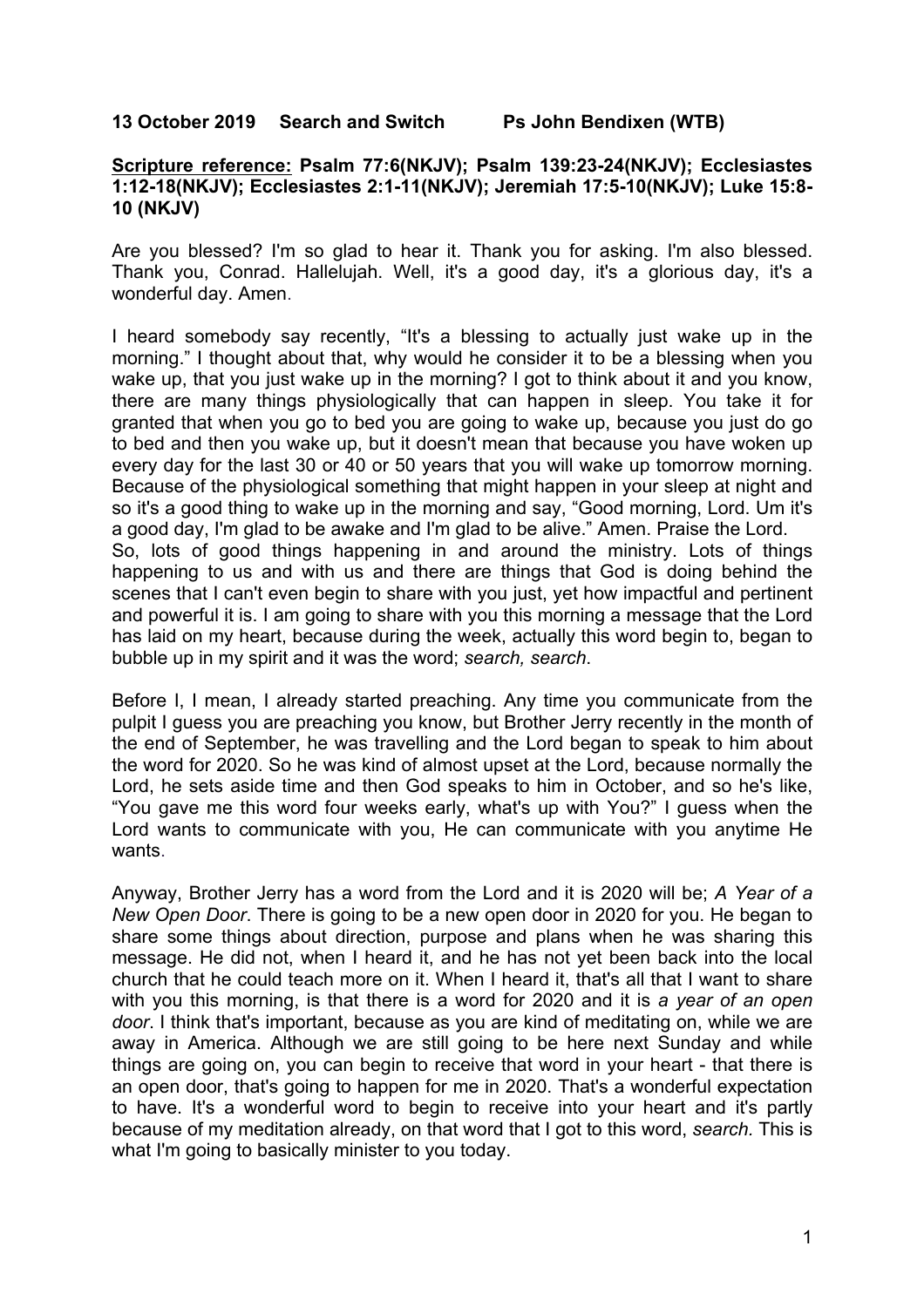**13 October 2019 Search and Switch Ps John Bendixen (WTB)**

**Scripture reference: Psalm 77:6(NKJV); Psalm 139:23-24(NKJV); Ecclesiastes 1:12-18(NKJV); Ecclesiastes 2:1-11(NKJV); Jeremiah 17:5-10(NKJV); Luke 15:8-10 (NKJV)**

Are you blessed? I'm so glad to hear it. Thank you for asking. I'm also blessed. Thank you, Conrad. Hallelujah. Well, it's a good day, it's a glorious day, it's a wonderful day. Amen.

I heard somebody say recently, "It's a blessing to actually just wake up in the morning." I thought about that, why would he consider it to be a blessing when you wake up, that you just wake up in the morning? I got to think about it and you know, there are many things physiologically that can happen in sleep. You take it for granted that when you go to bed you are going to wake up, because you just do go to bed and then you wake up, but it doesn't mean that because you have woken up every day for the last 30 or 40 or 50 years that you will wake up tomorrow morning. Because of the physiological something that might happen in your sleep at night and so it's a good thing to wake up in the morning and say, "Good morning, Lord. Um it's a good day, I'm glad to be awake and I'm glad to be alive." Amen. Praise the Lord.

So, lots of good things happening in and around the ministry. Lots of things happening to us and with us and there are things that God is doing behind the scenes that I can't even begin to share with you just, yet how impactful and pertinent and powerful it is. I am going to share with you this morning a message that the Lord has laid on my heart, because during the week, actually this word begin to, began to bubble up in my spirit and it was the word; *search, search*.

Before I, I mean, I already started preaching. Any time you communicate from the pulpit I guess you are preaching you know, but Brother Jerry recently in the month of the end of September, he was travelling and the Lord began to speak to him about the word for 2020. So he was kind of almost upset at the Lord, because normally the Lord, he sets aside time and then God speaks to him in October, and so he's like, "You gave me this word four weeks early, what's up with You?" I guess when the Lord wants to communicate with you, He can communicate with you anytime He wants.

Anyway, Brother Jerry has a word from the Lord and it is 2020 will be; *A Year of a New Open Door*. There is going to be a new open door in 2020 for you. He began to share some things about direction, purpose and plans when he was sharing this message. He did not, when I heard it, and he has not yet been back into the local church that he could teach more on it. When I heard it, that's all that I want to share with you this morning, is that there is a word for 2020 and it is *a year of an open door*. I think that's important, because as you are kind of meditating on, while we are away in America. Although we are still going to be here next Sunday and while things are going on, you can begin to receive that word in your heart - that there is an open door, that's going to happen for me in 2020. That's a wonderful expectation to have. It's a wonderful word to begin to receive into your heart and it's partly because of my meditation already, on that word that I got to this word, *search.* This is what I'm going to basically minister to you today.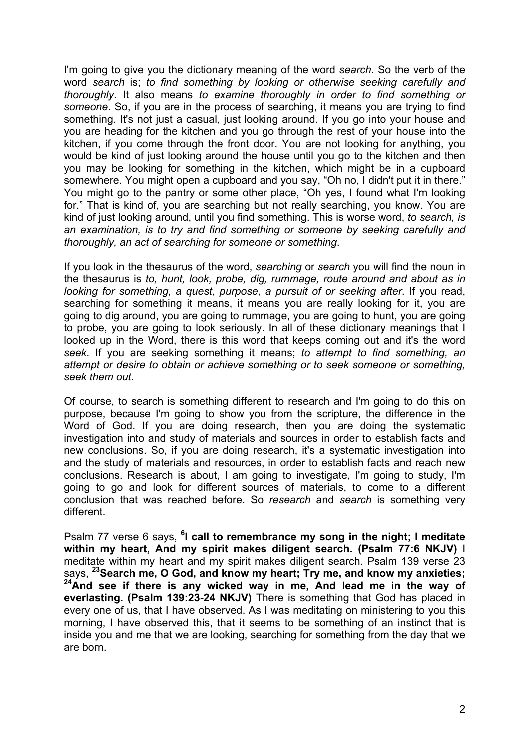I'm going to give you the dictionary meaning of the word *search*. So the verb of the word *search* is; *to find something by looking or otherwise seeking carefully and thoroughly*. It also means *to examine thoroughly in order to find something or someone*. So, if you are in the process of searching, it means you are trying to find something. It's not just a casual, just looking around. If you go into your house and you are heading for the kitchen and you go through the rest of your house into the kitchen, if you come through the front door. You are not looking for anything, you would be kind of just looking around the house until you go to the kitchen and then you may be looking for something in the kitchen, which might be in a cupboard somewhere. You might open a cupboard and you say, "Oh no, I didn't put it in there." You might go to the pantry or some other place, "Oh yes, I found what I'm looking for." That is kind of, you are searching but not really searching, you know. You are kind of just looking around, until you find something. This is worse word, *to search, is an examination, is to try and find something or someone by seeking carefully and thoroughly, an act of searching for someone or something*.

If you look in the thesaurus of the word, *searching* or *search* you will find the noun in the thesaurus is *to, hunt, look, probe, dig, rummage, route around and about as in looking for something, a quest, purpose, a pursuit of or seeking after*. If you read, searching for something it means, it means you are really looking for it, you are going to dig around, you are going to rummage, you are going to hunt, you are going to probe, you are going to look seriously. In all of these dictionary meanings that I looked up in the Word, there is this word that keeps coming out and it's the word *seek*. If you are seeking something it means; *to attempt to find something, an attempt or desire to obtain or achieve something or to seek someone or something, seek them out*.

Of course, to search is something different to research and I'm going to do this on purpose, because I'm going to show you from the scripture, the difference in the Word of God. If you are doing research, then you are doing the systematic investigation into and study of materials and sources in order to establish facts and new conclusions. So, if you are doing research, it's a systematic investigation into and the study of materials and resources, in order to establish facts and reach new conclusions. Research is about, I am going to investigate, I'm going to study, I'm going to go and look for different sources of materials, to come to a different conclusion that was reached before. So *research* and *search* is something very different.

Psalm 77 verse 6 says, **[6]I call to remembrance my song in the night; I meditate within my heart, And my spirit makes diligent search. (Psalm 77:6 NKJV)** I meditate within my heart and my spirit makes diligent search. Psalm 139 verse 23 says, **[23]Search me, O God, and know my heart; Try me, and know my anxieties; [24]And see if there is any wicked way in me, And lead me in the way of everlasting. (Psalm 139:23-24 NKJV)** There is something that God has placed in every one of us, that I have observed. As I was meditating on ministering to you this morning, I have observed this, that it seems to be something of an instinct that is inside you and me that we are looking, searching for something from the day that we are born.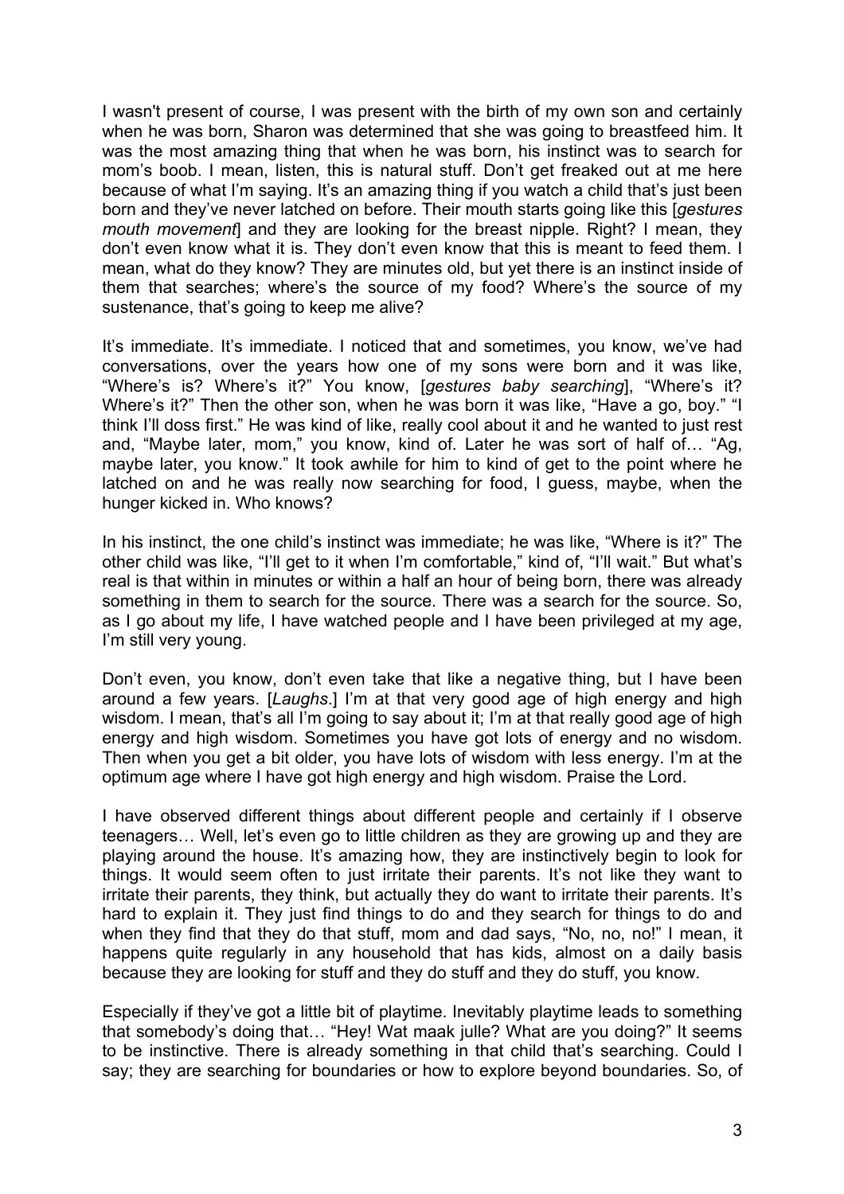I wasn't present of course, I was present with the birth of my own son and certainly when he was born, Sharon was determined that she was going to breastfeed him. It was the most amazing thing that when he was born, his instinct was to search for mom's boob. I mean, listen, this is natural stuff. Don't get freaked out at me here because of what I'm saying. It's an amazing thing if you watch a child that's just been born and they've never latched on before. Their mouth starts going like this [*gestures mouth movement*] and they are looking for the breast nipple. Right? I mean, they don't even know what it is. They don't even know that this is meant to feed them. I mean, what do they know? They are minutes old, but yet there is an instinct inside of them that searches; where's the source of my food? Where's the source of my sustenance, that's going to keep me alive?

It's immediate. It's immediate. I noticed that and sometimes, you know, we've had conversations, over the years how one of my sons were born and it was like, "Where's is? Where's it?" You know, [*gestures baby searching*], "Where's it? Where's it?" Then the other son, when he was born it was like, "Have a go, boy." "I think I'll doss first." He was kind of like, really cool about it and he wanted to just rest and, "Maybe later, mom," you know, kind of. Later he was sort of half of… "Ag, maybe later, you know." It took awhile for him to kind of get to the point where he latched on and he was really now searching for food, I guess, maybe, when the hunger kicked in. Who knows?

In his instinct, the one child's instinct was immediate; he was like, "Where is it?" The other child was like, "I'll get to it when I'm comfortable," kind of, "I'll wait." But what's real is that within in minutes or within a half an hour of being born, there was already something in them to search for the source. There was a search for the source. So, as I go about my life, I have watched people and I have been privileged at my age, I'm still very young.

Don't even, you know, don't even take that like a negative thing, but I have been around a few years. [*Laughs*.] I'm at that very good age of high energy and high wisdom. I mean, that's all I'm going to say about it; I'm at that really good age of high energy and high wisdom. Sometimes you have got lots of energy and no wisdom. Then when you get a bit older, you have lots of wisdom with less energy. I'm at the optimum age where I have got high energy and high wisdom. Praise the Lord.

I have observed different things about different people and certainly if I observe teenagers… Well, let's even go to little children as they are growing up and they are playing around the house. It's amazing how, they are instinctively begin to look for things. It would seem often to just irritate their parents. It's not like they want to irritate their parents, they think, but actually they do want to irritate their parents. It's hard to explain it. They just find things to do and they search for things to do and when they find that they do that stuff, mom and dad says, "No, no, no!" I mean, it happens quite regularly in any household that has kids, almost on a daily basis because they are looking for stuff and they do stuff and they do stuff, you know.

Especially if they've got a little bit of playtime. Inevitably playtime leads to something that somebody's doing that… "Hey! Wat maak julle? What are you doing?" It seems to be instinctive. There is already something in that child that's searching. Could I say; they are searching for boundaries or how to explore beyond boundaries. So, of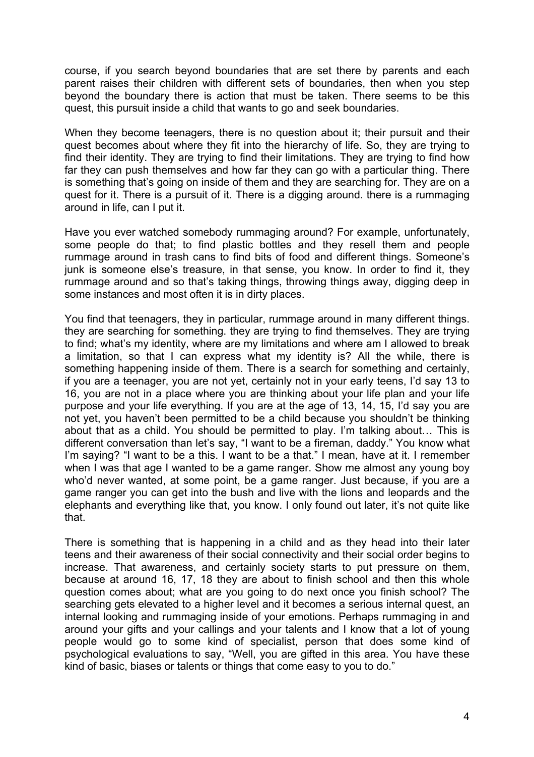course, if you search beyond boundaries that are set there by parents and each parent raises their children with different sets of boundaries, then when you step beyond the boundary there is action that must be taken. There seems to be this quest, this pursuit inside a child that wants to go and seek boundaries.

When they become teenagers, there is no question about it; their pursuit and their quest becomes about where they fit into the hierarchy of life. So, they are trying to find their identity. They are trying to find their limitations. They are trying to find how far they can push themselves and how far they can go with a particular thing. There is something that's going on inside of them and they are searching for. They are on a quest for it. There is a pursuit of it. There is a digging around. there is a rummaging around in life, can I put it.

Have you ever watched somebody rummaging around? For example, unfortunately, some people do that; to find plastic bottles and they resell them and people rummage around in trash cans to find bits of food and different things. Someone's junk is someone else's treasure, in that sense, you know. In order to find it, they rummage around and so that's taking things, throwing things away, digging deep in some instances and most often it is in dirty places.

You find that teenagers, they in particular, rummage around in many different things. they are searching for something. they are trying to find themselves. They are trying to find; what's my identity, where are my limitations and where am I allowed to break a limitation, so that I can express what my identity is? All the while, there is something happening inside of them. There is a search for something and certainly, if you are a teenager, you are not yet, certainly not in your early teens, I'd say 13 to 16, you are not in a place where you are thinking about your life plan and your life purpose and your life everything. If you are at the age of 13, 14, 15, I'd say you are not yet, you haven't been permitted to be a child because you shouldn't be thinking about that as a child. You should be permitted to play. I'm talking about… This is different conversation than let's say, "I want to be a fireman, daddy." You know what I'm saying? "I want to be a this. I want to be a that." I mean, have at it. I remember when I was that age I wanted to be a game ranger. Show me almost any young boy who'd never wanted, at some point, be a game ranger. Just because, if you are a game ranger you can get into the bush and live with the lions and leopards and the elephants and everything like that, you know. I only found out later, it's not quite like that.

There is something that is happening in a child and as they head into their later teens and their awareness of their social connectivity and their social order begins to increase. That awareness, and certainly society starts to put pressure on them, because at around 16, 17, 18 they are about to finish school and then this whole question comes about; what are you going to do next once you finish school? The searching gets elevated to a higher level and it becomes a serious internal quest, an internal looking and rummaging inside of your emotions. Perhaps rummaging in and around your gifts and your callings and your talents and I know that a lot of young people would go to some kind of specialist, person that does some kind of psychological evaluations to say, "Well, you are gifted in this area. You have these kind of basic, biases or talents or things that come easy to you to do."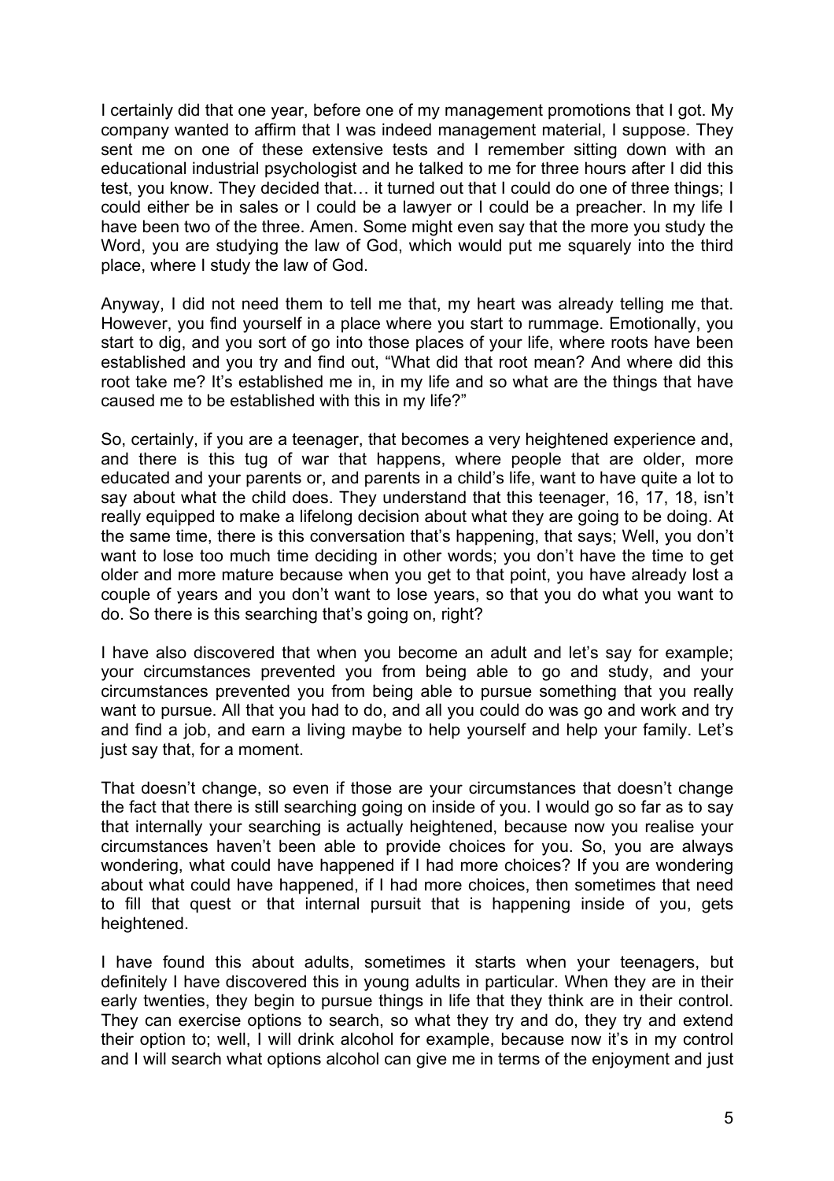I certainly did that one year, before one of my management promotions that I got. My company wanted to affirm that I was indeed management material, I suppose. They sent me on one of these extensive tests and I remember sitting down with an educational industrial psychologist and he talked to me for three hours after I did this test, you know. They decided that… it turned out that I could do one of three things; I could either be in sales or I could be a lawyer or I could be a preacher. In my life I have been two of the three. Amen. Some might even say that the more you study the Word, you are studying the law of God, which would put me squarely into the third place, where I study the law of God.

Anyway, I did not need them to tell me that, my heart was already telling me that. However, you find yourself in a place where you start to rummage. Emotionally, you start to dig, and you sort of go into those places of your life, where roots have been established and you try and find out, "What did that root mean? And where did this root take me? It's established me in, in my life and so what are the things that have caused me to be established with this in my life?"

So, certainly, if you are a teenager, that becomes a very heightened experience and, and there is this tug of war that happens, where people that are older, more educated and your parents or, and parents in a child's life, want to have quite a lot to say about what the child does. They understand that this teenager, 16, 17, 18, isn't really equipped to make a lifelong decision about what they are going to be doing. At the same time, there is this conversation that's happening, that says; Well, you don't want to lose too much time deciding in other words; you don't have the time to get older and more mature because when you get to that point, you have already lost a couple of years and you don't want to lose years, so that you do what you want to do. So there is this searching that's going on, right?

I have also discovered that when you become an adult and let's say for example; your circumstances prevented you from being able to go and study, and your circumstances prevented you from being able to pursue something that you really want to pursue. All that you had to do, and all you could do was go and work and try and find a job, and earn a living maybe to help yourself and help your family. Let's just say that, for a moment.

That doesn't change, so even if those are your circumstances that doesn't change the fact that there is still searching going on inside of you. I would go so far as to say that internally your searching is actually heightened, because now you realise your circumstances haven't been able to provide choices for you. So, you are always wondering, what could have happened if I had more choices? If you are wondering about what could have happened, if I had more choices, then sometimes that need to fill that quest or that internal pursuit that is happening inside of you, gets heightened.

I have found this about adults, sometimes it starts when your teenagers, but definitely I have discovered this in young adults in particular. When they are in their early twenties, they begin to pursue things in life that they think are in their control. They can exercise options to search, so what they try and do, they try and extend their option to; well, I will drink alcohol for example, because now it's in my control and I will search what options alcohol can give me in terms of the enjoyment and just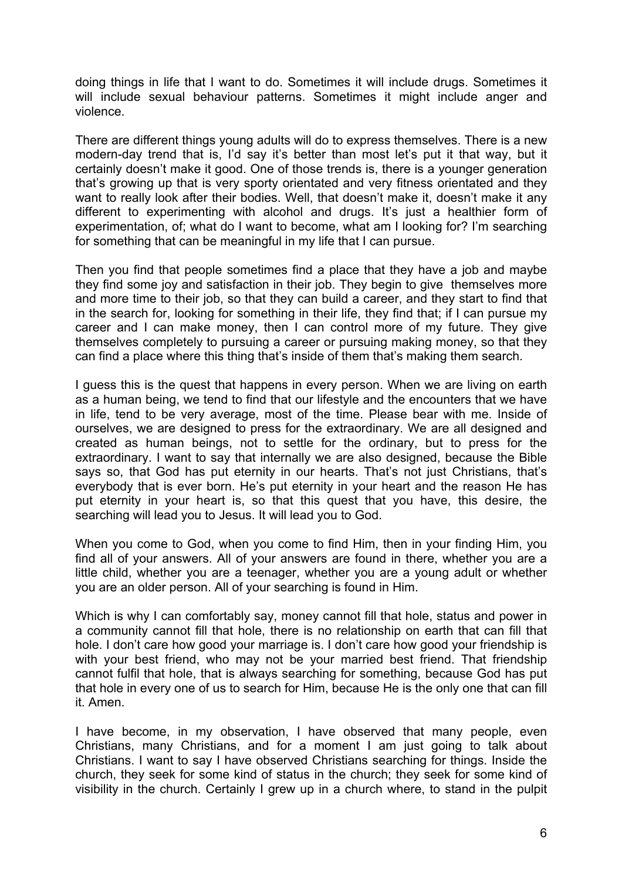doing things in life that I want to do. Sometimes it will include drugs. Sometimes it will include sexual behaviour patterns. Sometimes it might include anger and violence.

There are different things young adults will do to express themselves. There is a new modern-day trend that is, I'd say it's better than most let's put it that way, but it certainly doesn't make it good. One of those trends is, there is a younger generation that's growing up that is very sporty orientated and very fitness orientated and they want to really look after their bodies. Well, that doesn't make it, doesn't make it any different to experimenting with alcohol and drugs. It's just a healthier form of experimentation, of; what do I want to become, what am I looking for? I'm searching for something that can be meaningful in my life that I can pursue.

Then you find that people sometimes find a place that they have a job and maybe they find some joy and satisfaction in their job. They begin to give themselves more and more time to their job, so that they can build a career, and they start to find that in the search for, looking for something in their life, they find that; if I can pursue my career and I can make money, then I can control more of my future. They give themselves completely to pursuing a career or pursuing making money, so that they can find a place where this thing that's inside of them that's making them search.

I guess this is the quest that happens in every person. When we are living on earth as a human being, we tend to find that our lifestyle and the encounters that we have in life, tend to be very average, most of the time. Please bear with me. Inside of ourselves, we are designed to press for the extraordinary. We are all designed and created as human beings, not to settle for the ordinary, but to press for the extraordinary. I want to say that internally we are also designed, because the Bible says so, that God has put eternity in our hearts. That's not just Christians, that's everybody that is ever born. He's put eternity in your heart and the reason He has put eternity in your heart is, so that this quest that you have, this desire, the searching will lead you to Jesus. It will lead you to God.

When you come to God, when you come to find Him, then in your finding Him, you find all of your answers. All of your answers are found in there, whether you are a little child, whether you are a teenager, whether you are a young adult or whether you are an older person. All of your searching is found in Him.

Which is why I can comfortably say, money cannot fill that hole, status and power in a community cannot fill that hole, there is no relationship on earth that can fill that hole. I don't care how good your marriage is. I don't care how good your friendship is with your best friend, who may not be your married best friend. That friendship cannot fulfil that hole, that is always searching for something, because God has put that hole in every one of us to search for Him, because He is the only one that can fill it. Amen.

I have become, in my observation, I have observed that many people, even Christians, many Christians, and for a moment I am just going to talk about Christians. I want to say I have observed Christians searching for things. Inside the church, they seek for some kind of status in the church; they seek for some kind of visibility in the church. Certainly I grew up in a church where, to stand in the pulpit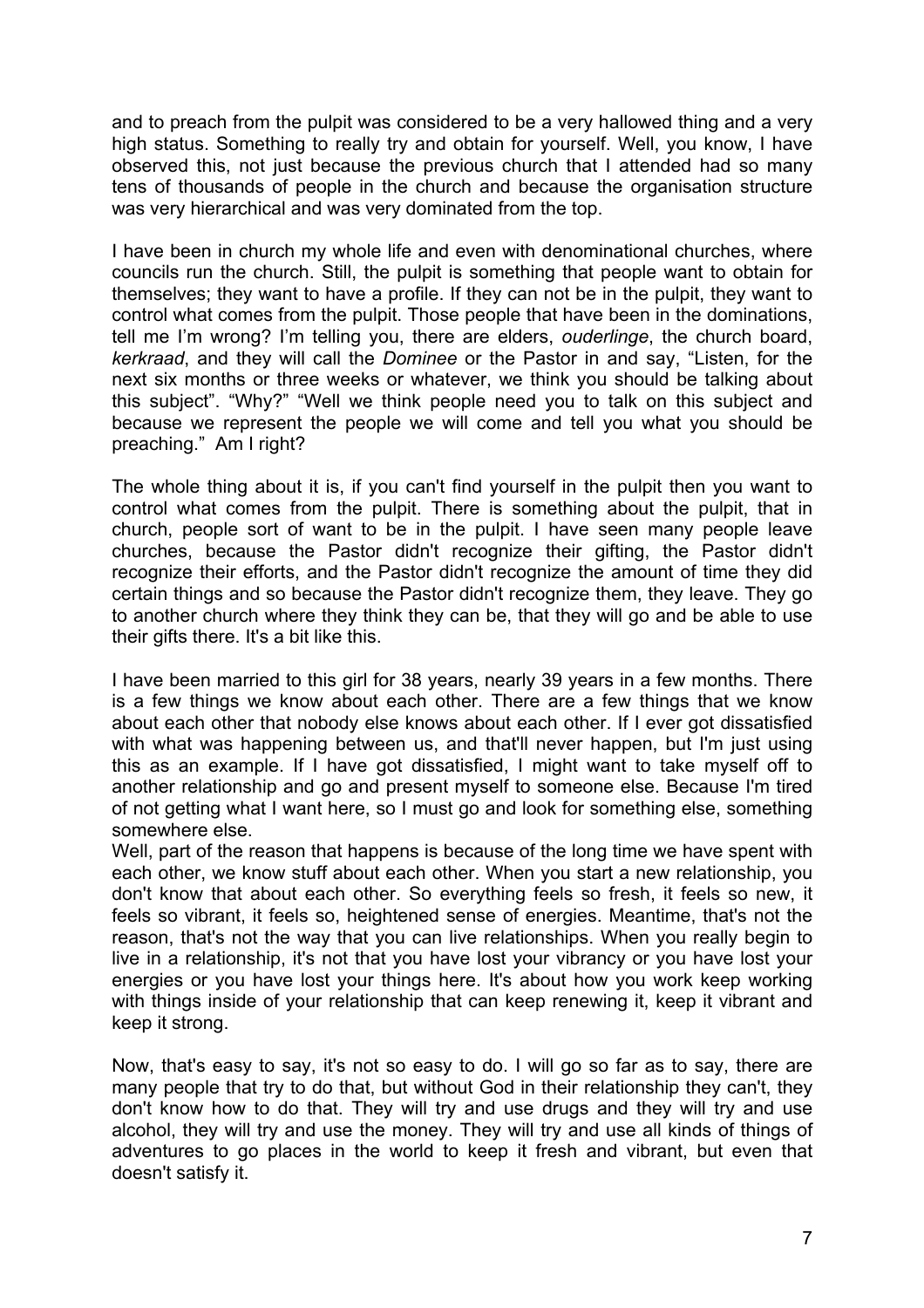and to preach from the pulpit was considered to be a very hallowed thing and a very high status. Something to really try and obtain for yourself. Well, you know, I have observed this, not just because the previous church that I attended had so many tens of thousands of people in the church and because the organisation structure was very hierarchical and was very dominated from the top.

I have been in church my whole life and even with denominational churches, where councils run the church. Still, the pulpit is something that people want to obtain for themselves; they want to have a profile. If they can not be in the pulpit, they want to control what comes from the pulpit. Those people that have been in the dominations, tell me I'm wrong? I'm telling you, there are elders, *ouderlinge*, the church board, *kerkraad*, and they will call the *Dominee* or the Pastor in and say, "Listen, for the next six months or three weeks or whatever, we think you should be talking about this subject". "Why?" "Well we think people need you to talk on this subject and because we represent the people we will come and tell you what you should be preaching." Am I right?

The whole thing about it is, if you can't find yourself in the pulpit then you want to control what comes from the pulpit. There is something about the pulpit, that in church, people sort of want to be in the pulpit. I have seen many people leave churches, because the Pastor didn't recognize their gifting, the Pastor didn't recognize their efforts, and the Pastor didn't recognize the amount of time they did certain things and so because the Pastor didn't recognize them, they leave. They go to another church where they think they can be, that they will go and be able to use their gifts there. It's a bit like this.

I have been married to this girl for 38 years, nearly 39 years in a few months. There is a few things we know about each other. There are a few things that we know about each other that nobody else knows about each other. If I ever got dissatisfied with what was happening between us, and that'll never happen, but I'm just using this as an example. If I have got dissatisfied, I might want to take myself off to another relationship and go and present myself to someone else. Because I'm tired of not getting what I want here, so I must go and look for something else, something somewhere else.
Well, part of the reason that happens is because of the long time we have spent with each other, we know stuff about each other. When you start a new relationship, you don't know that about each other. So everything feels so fresh, it feels so new, it feels so vibrant, it feels so, heightened sense of energies. Meantime, that's not the reason, that's not the way that you can live relationships. When you really begin to live in a relationship, it's not that you have lost your vibrancy or you have lost your energies or you have lost your things here. It's about how you work keep working with things inside of your relationship that can keep renewing it, keep it vibrant and keep it strong.

Now, that's easy to say, it's not so easy to do. I will go so far as to say, there are many people that try to do that, but without God in their relationship they can't, they don't know how to do that. They will try and use drugs and they will try and use alcohol, they will try and use the money. They will try and use all kinds of things of adventures to go places in the world to keep it fresh and vibrant, but even that doesn't satisfy it.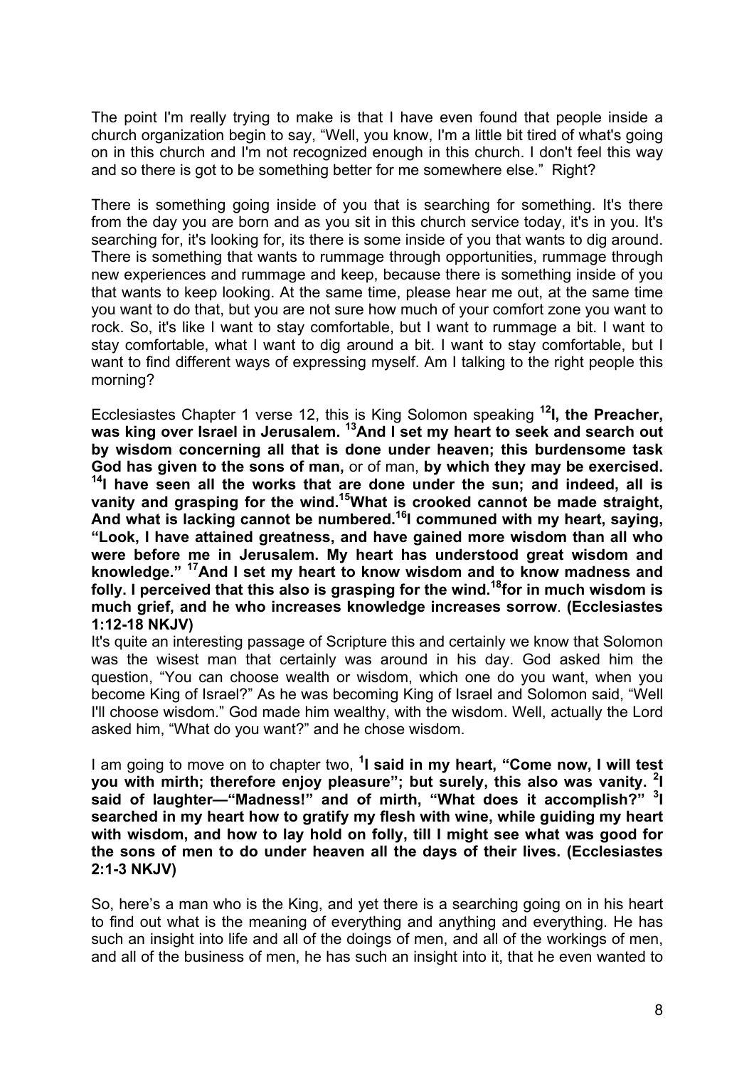The point I'm really trying to make is that I have even found that people inside a church organization begin to say, "Well, you know, I'm a little bit tired of what's going on in this church and I'm not recognized enough in this church. I don't feel this way and so there is got to be something better for me somewhere else." Right?

There is something going inside of you that is searching for something. It's there from the day you are born and as you sit in this church service today, it's in you. It's searching for, it's looking for, its there is some inside of you that wants to dig around. There is something that wants to rummage through opportunities, rummage through new experiences and rummage and keep, because there is something inside of you that wants to keep looking. At the same time, please hear me out, at the same time you want to do that, but you are not sure how much of your comfort zone you want to rock. So, it's like I want to stay comfortable, but I want to rummage a bit. I want to stay comfortable, what I want to dig around a bit. I want to stay comfortable, but I want to find different ways of expressing myself. Am I talking to the right people this morning?

Ecclesiastes Chapter 1 verse 12, this is King Solomon speaking **12 I, the Preacher, was king over Israel in Jerusalem. 13 And I set my heart to seek and search out by wisdom concerning all that is done under heaven; this burdensome task God has given to the sons of man,** or of man, **by which they may be exercised. 14 I have seen all the works that are done under the sun; and indeed, all is vanity and grasping for the wind. 15 What is crooked cannot be made straight, And what is lacking cannot be numbered. 16 I communed with my heart, saying, "Look, I have attained greatness, and have gained more wisdom than all who were before me in Jerusalem. My heart has understood great wisdom and knowledge." 17 And I set my heart to know wisdom and to know madness and folly. I perceived that this also is grasping for the wind. 18 for in much wisdom is much grief, and he who increases knowledge increases sorrow**. **(Ecclesiastes 1:12-18 NKJV)**
It's quite an interesting passage of Scripture this and certainly we know that Solomon was the wisest man that certainly was around in his day. God asked him the question, "You can choose wealth or wisdom, which one do you want, when you become King of Israel?" As he was becoming King of Israel and Solomon said, "Well I'll choose wisdom." God made him wealthy, with the wisdom. Well, actually the Lord asked him, "What do you want?" and he chose wisdom.

I am going to move on to chapter two, **1 I said in my heart, "Come now, I will test you with mirth; therefore enjoy pleasure"; but surely, this also was vanity. 2 I said of laughter—"Madness!" and of mirth, "What does it accomplish?" 3 I searched in my heart how to gratify my flesh with wine, while guiding my heart with wisdom, and how to lay hold on folly, till I might see what was good for the sons of men to do under heaven all the days of their lives. (Ecclesiastes 2:1-3 NKJV)**

So, here's a man who is the King, and yet there is a searching going on in his heart to find out what is the meaning of everything and anything and everything. He has such an insight into life and all of the doings of men, and all of the workings of men, and all of the business of men, he has such an insight into it, that he even wanted to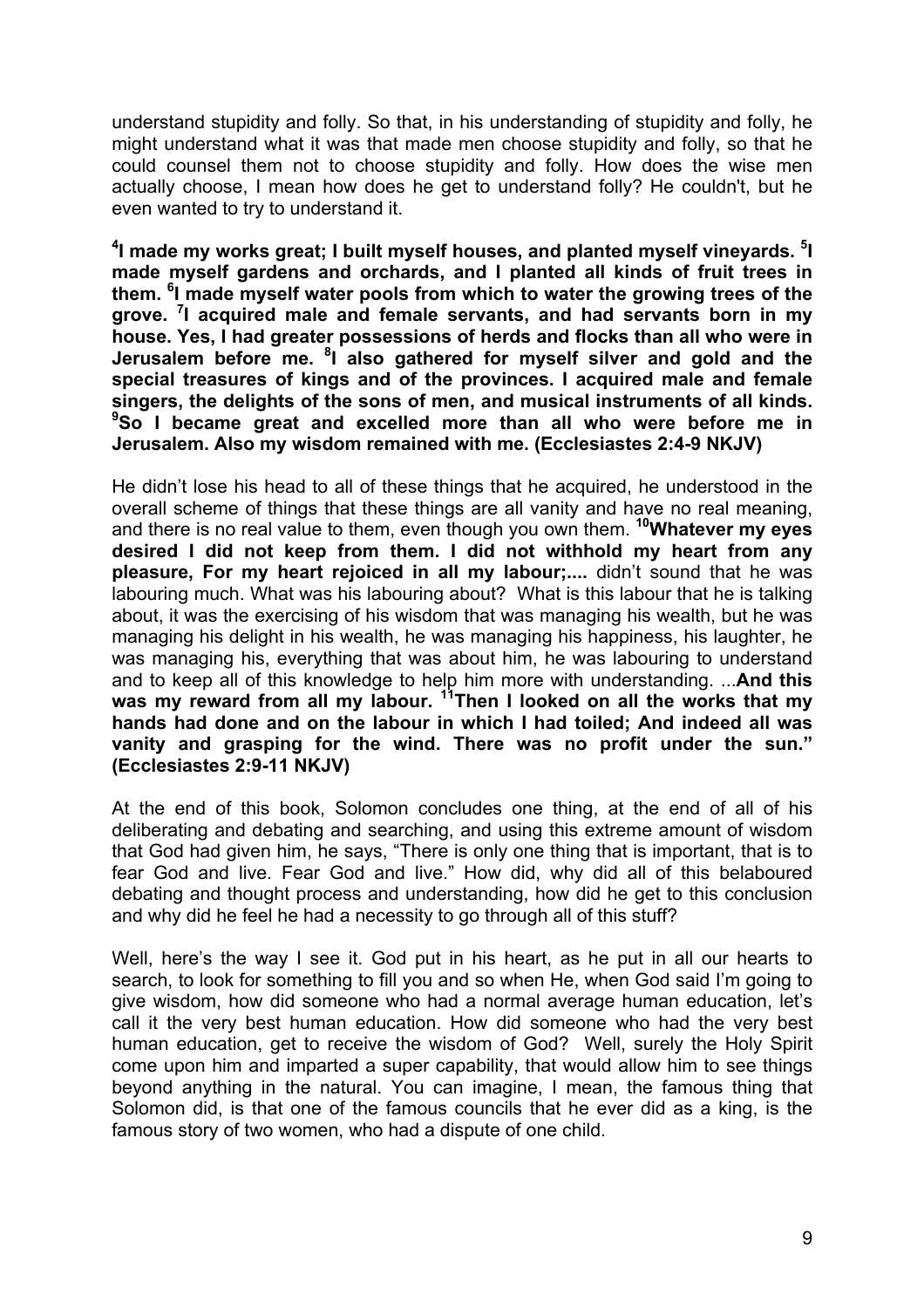understand stupidity and folly. So that, in his understanding of stupidity and folly, he might understand what it was that made men choose stupidity and folly, so that he could counsel them not to choose stupidity and folly. How does the wise men actually choose, I mean how does he get to understand folly? He couldn't, but he even wanted to try to understand it.

**[4]I made my works great; I built myself houses, and planted myself vineyards. [5]I made myself gardens and orchards, and I planted all kinds of fruit trees in them. [6]I made myself water pools from which to water the growing trees of the grove. [7]I acquired male and female servants, and had servants born in my house. Yes, I had greater possessions of herds and flocks than all who were in Jerusalem before me. [8]I also gathered for myself silver and gold and the special treasures of kings and of the provinces. I acquired male and female singers, the delights of the sons of men, and musical instruments of all kinds. [9]So I became great and excelled more than all who were before me in Jerusalem. Also my wisdom remained with me. (Ecclesiastes 2:4-9 NKJV)**

He didn't lose his head to all of these things that he acquired, he understood in the overall scheme of things that these things are all vanity and have no real meaning, and there is no real value to them, even though you own them. **[10]Whatever my eyes desired I did not keep from them. I did not withhold my heart from any pleasure, For my heart rejoiced in all my labour;....** didn't sound that he was labouring much. What was his labouring about? What is this labour that he is talking about, it was the exercising of his wisdom that was managing his wealth, but he was managing his delight in his wealth, he was managing his happiness, his laughter, he was managing his, everything that was about him, he was labouring to understand and to keep all of this knowledge to help him more with understanding. ...**And this was my reward from all my labour. [11]Then I looked on all the works that my hands had done and on the labour in which I had toiled; And indeed all was vanity and grasping for the wind. There was no profit under the sun." (Ecclesiastes 2:9-11 NKJV)**

At the end of this book, Solomon concludes one thing, at the end of all of his deliberating and debating and searching, and using this extreme amount of wisdom that God had given him, he says, "There is only one thing that is important, that is to fear God and live. Fear God and live." How did, why did all of this belaboured debating and thought process and understanding, how did he get to this conclusion and why did he feel he had a necessity to go through all of this stuff?

Well, here's the way I see it. God put in his heart, as he put in all our hearts to search, to look for something to fill you and so when He, when God said I'm going to give wisdom, how did someone who had a normal average human education, let's call it the very best human education. How did someone who had the very best human education, get to receive the wisdom of God? Well, surely the Holy Spirit come upon him and imparted a super capability, that would allow him to see things beyond anything in the natural. You can imagine, I mean, the famous thing that Solomon did, is that one of the famous councils that he ever did as a king, is the famous story of two women, who had a dispute of one child.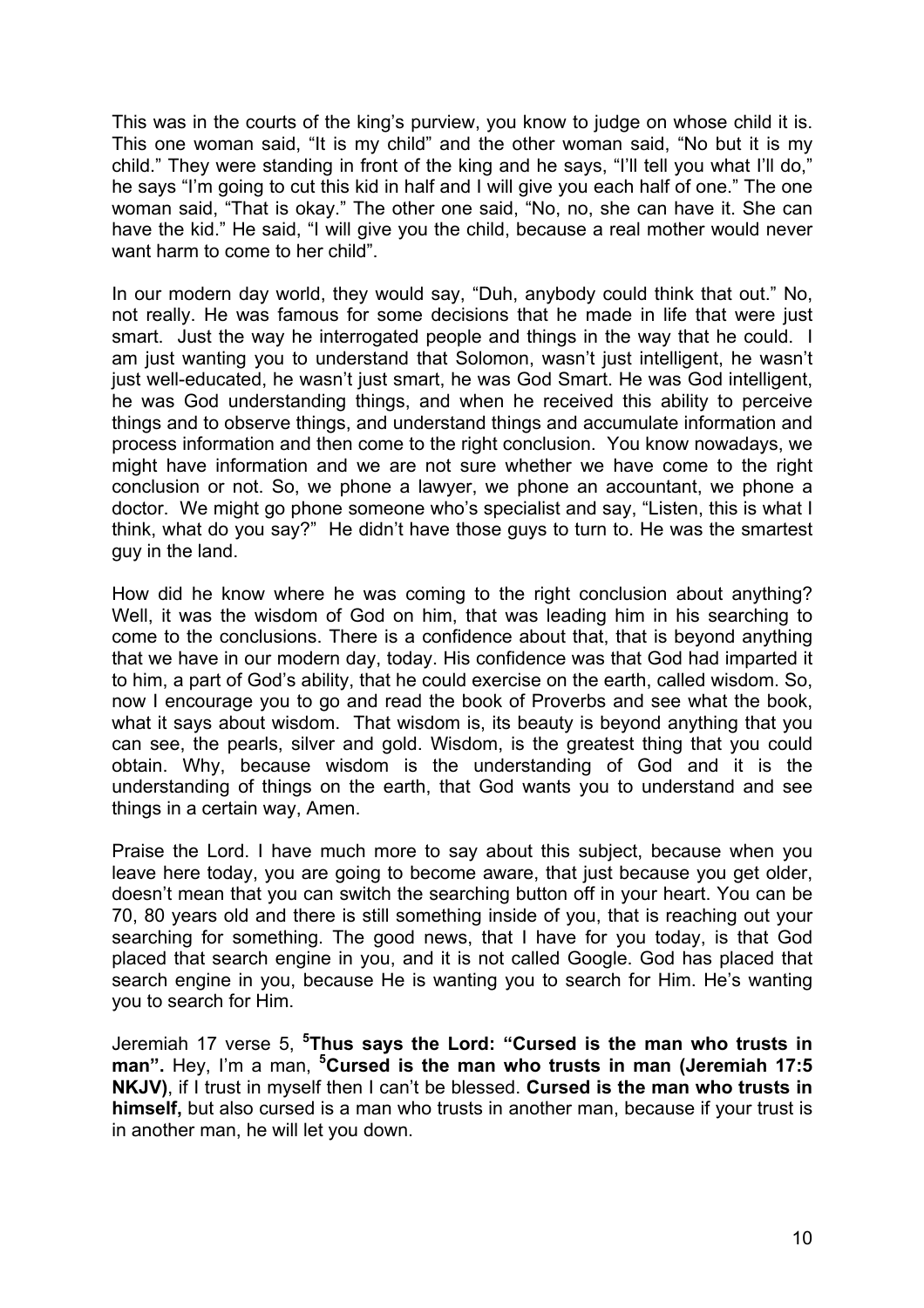This was in the courts of the king's purview, you know to judge on whose child it is. This one woman said, "It is my child" and the other woman said, "No but it is my child." They were standing in front of the king and he says, "I'll tell you what I'll do," he says "I'm going to cut this kid in half and I will give you each half of one." The one woman said, "That is okay." The other one said, "No, no, she can have it. She can have the kid." He said, "I will give you the child, because a real mother would never want harm to come to her child".

In our modern day world, they would say, "Duh, anybody could think that out." No, not really. He was famous for some decisions that he made in life that were just smart. Just the way he interrogated people and things in the way that he could. I am just wanting you to understand that Solomon, wasn't just intelligent, he wasn't just well-educated, he wasn't just smart, he was God Smart. He was God intelligent, he was God understanding things, and when he received this ability to perceive things and to observe things, and understand things and accumulate information and process information and then come to the right conclusion. You know nowadays, we might have information and we are not sure whether we have come to the right conclusion or not. So, we phone a lawyer, we phone an accountant, we phone a doctor. We might go phone someone who's specialist and say, "Listen, this is what I think, what do you say?" He didn't have those guys to turn to. He was the smartest guy in the land.

How did he know where he was coming to the right conclusion about anything? Well, it was the wisdom of God on him, that was leading him in his searching to come to the conclusions. There is a confidence about that, that is beyond anything that we have in our modern day, today. His confidence was that God had imparted it to him, a part of God's ability, that he could exercise on the earth, called wisdom. So, now I encourage you to go and read the book of Proverbs and see what the book, what it says about wisdom. That wisdom is, its beauty is beyond anything that you can see, the pearls, silver and gold. Wisdom, is the greatest thing that you could obtain. Why, because wisdom is the understanding of God and it is the understanding of things on the earth, that God wants you to understand and see things in a certain way, Amen.

Praise the Lord. I have much more to say about this subject, because when you leave here today, you are going to become aware, that just because you get older, doesn't mean that you can switch the searching button off in your heart. You can be 70, 80 years old and there is still something inside of you, that is reaching out your searching for something. The good news, that I have for you today, is that God placed that search engine in you, and it is not called Google. God has placed that search engine in you, because He is wanting you to search for Him. He's wanting you to search for Him.

Jeremiah 17 verse 5, [5]**Thus says the Lord: "Cursed is the man who trusts in man".** Hey, I'm a man, [5]**Cursed is the man who trusts in man (Jeremiah 17:5 NKJV)**, if I trust in myself then I can't be blessed. **Cursed is the man who trusts in himself,** but also cursed is a man who trusts in another man, because if your trust is in another man, he will let you down.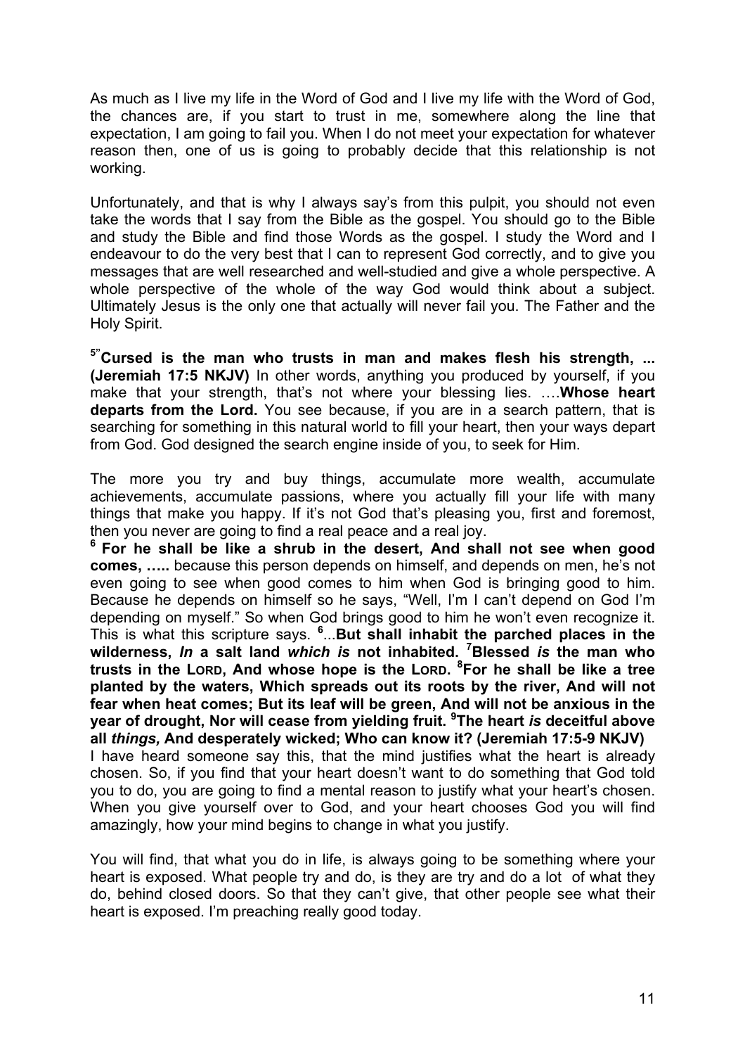As much as I live my life in the Word of God and I live my life with the Word of God, the chances are, if you start to trust in me, somewhere along the line that expectation, I am going to fail you. When I do not meet your expectation for whatever reason then, one of us is going to probably decide that this relationship is not working.

Unfortunately, and that is why I always say's from this pulpit, you should not even take the words that I say from the Bible as the gospel. You should go to the Bible and study the Bible and find those Words as the gospel. I study the Word and I endeavour to do the very best that I can to represent God correctly, and to give you messages that are well researched and well-studied and give a whole perspective. A whole perspective of the whole of the way God would think about a subject. Ultimately Jesus is the only one that actually will never fail you. The Father and the Holy Spirit.

[5]"**Cursed is the man who trusts in man and makes flesh his strength, ... (Jeremiah 17:5 NKJV)** In other words, anything you produced by yourself, if you make that your strength, that's not where your blessing lies. ….**Whose heart departs from the Lord.** You see because, if you are in a search pattern, that is searching for something in this natural world to fill your heart, then your ways depart from God. God designed the search engine inside of you, to seek for Him.

The more you try and buy things, accumulate more wealth, accumulate achievements, accumulate passions, where you actually fill your life with many things that make you happy. If it's not God that's pleasing you, first and foremost, then you never are going to find a real peace and a real joy.

[6] **For he shall be like a shrub in the desert, And shall not see when good comes, …..** because this person depends on himself, and depends on men, he's not even going to see when good comes to him when God is bringing good to him. Because he depends on himself so he says, "Well, I'm I can't depend on God I'm depending on myself." So when God brings good to him he won't even recognize it. This is what this scripture says. [6]...**But shall inhabit the parched places in the wilderness, *In* a salt land *which is* not inhabited. [7]Blessed *is* the man who trusts in the LORD, And whose hope is the LORD. [8]For he shall be like a tree planted by the waters, Which spreads out its roots by the river, And will not fear when heat comes; But its leaf will be green, And will not be anxious in the year of drought, Nor will cease from yielding fruit. [9]The heart *is* deceitful above all *things,* And desperately wicked; Who can know it? (Jeremiah 17:5-9 NKJV)**

I have heard someone say this, that the mind justifies what the heart is already chosen. So, if you find that your heart doesn't want to do something that God told you to do, you are going to find a mental reason to justify what your heart's chosen. When you give yourself over to God, and your heart chooses God you will find amazingly, how your mind begins to change in what you justify.

You will find, that what you do in life, is always going to be something where your heart is exposed. What people try and do, is they are try and do a lot of what they do, behind closed doors. So that they can't give, that other people see what their heart is exposed. I'm preaching really good today.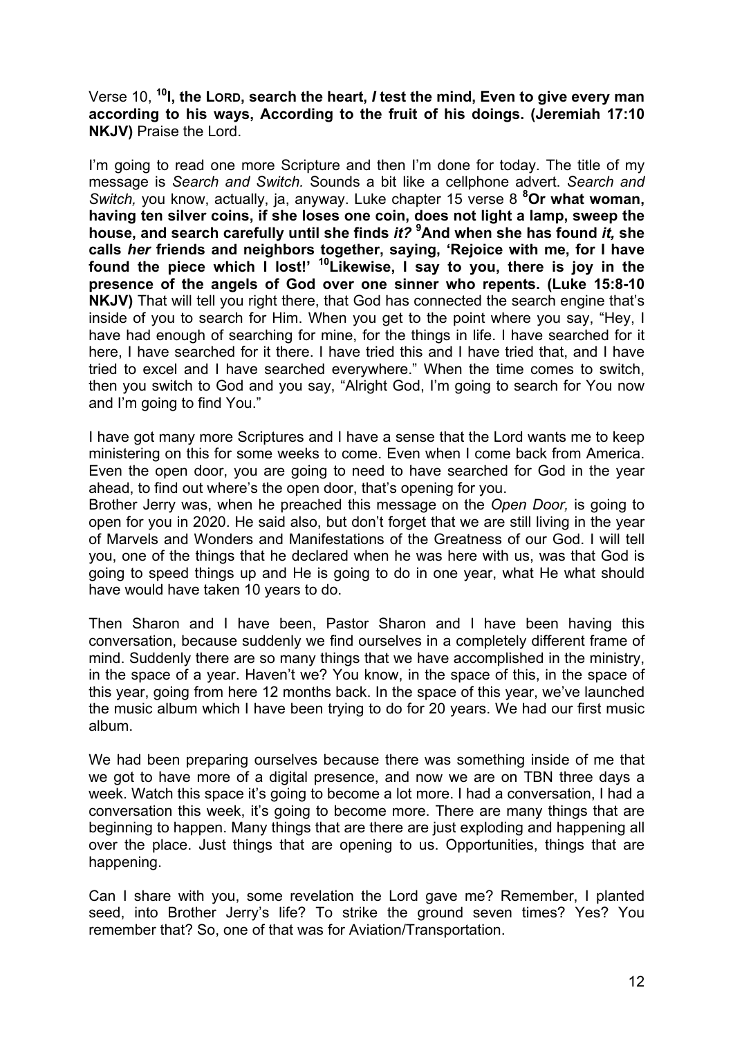Verse 10, [10]**I, the LORD, search the heart, *I* test the mind, Even to give every man according to his ways, According to the fruit of his doings. (Jeremiah 17:10 NKJV)** Praise the Lord.

I'm going to read one more Scripture and then I'm done for today. The title of my message is *Search and Switch.* Sounds a bit like a cellphone advert. *Search and Switch,* you know, actually, ja, anyway. Luke chapter 15 verse 8 [8]**Or what woman, having ten silver coins, if she loses one coin, does not light a lamp, sweep the house, and search carefully until she finds *it?* [9]And when she has found *it,* she calls *her* friends and neighbors together, saying, 'Rejoice with me, for I have found the piece which I lost!' [10]Likewise, I say to you, there is joy in the presence of the angels of God over one sinner who repents. (Luke 15:8-10 NKJV)** That will tell you right there, that God has connected the search engine that's inside of you to search for Him. When you get to the point where you say, "Hey, I have had enough of searching for mine, for the things in life. I have searched for it here, I have searched for it there. I have tried this and I have tried that, and I have tried to excel and I have searched everywhere." When the time comes to switch, then you switch to God and you say, "Alright God, I'm going to search for You now and I'm going to find You."

I have got many more Scriptures and I have a sense that the Lord wants me to keep ministering on this for some weeks to come. Even when I come back from America. Even the open door, you are going to need to have searched for God in the year ahead, to find out where's the open door, that's opening for you.
Brother Jerry was, when he preached this message on the *Open Door,* is going to open for you in 2020. He said also, but don't forget that we are still living in the year of Marvels and Wonders and Manifestations of the Greatness of our God. I will tell you, one of the things that he declared when he was here with us, was that God is going to speed things up and He is going to do in one year, what He what should have would have taken 10 years to do.

Then Sharon and I have been, Pastor Sharon and I have been having this conversation, because suddenly we find ourselves in a completely different frame of mind. Suddenly there are so many things that we have accomplished in the ministry, in the space of a year. Haven't we? You know, in the space of this, in the space of this year, going from here 12 months back. In the space of this year, we've launched the music album which I have been trying to do for 20 years. We had our first music album.

We had been preparing ourselves because there was something inside of me that we got to have more of a digital presence, and now we are on TBN three days a week. Watch this space it's going to become a lot more. I had a conversation, I had a conversation this week, it's going to become more. There are many things that are beginning to happen. Many things that are there are just exploding and happening all over the place. Just things that are opening to us. Opportunities, things that are happening.

Can I share with you, some revelation the Lord gave me? Remember, I planted seed, into Brother Jerry's life? To strike the ground seven times? Yes? You remember that? So, one of that was for Aviation/Transportation.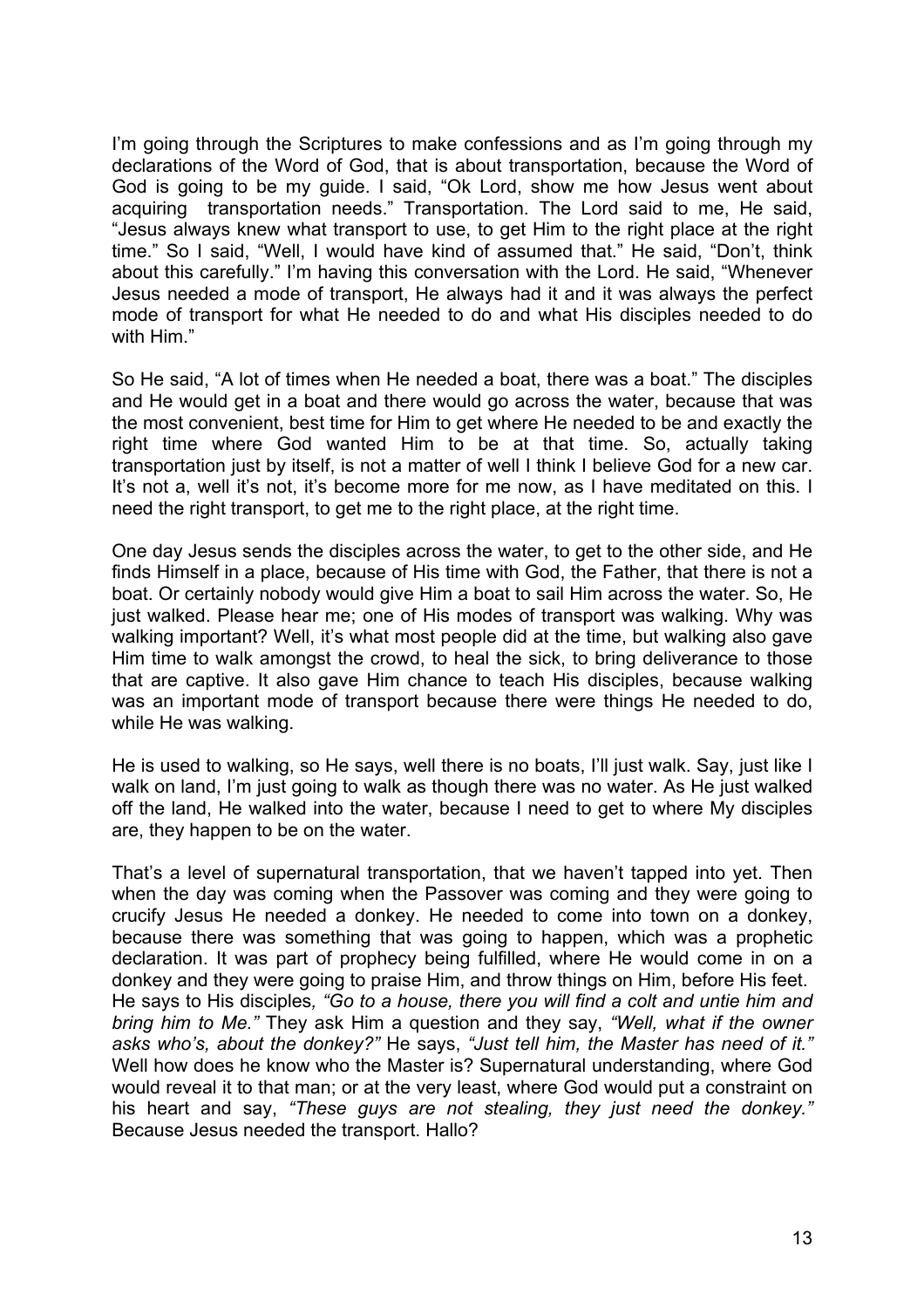I'm going through the Scriptures to make confessions and as I'm going through my declarations of the Word of God, that is about transportation, because the Word of God is going to be my guide. I said, "Ok Lord, show me how Jesus went about acquiring transportation needs." Transportation. The Lord said to me, He said, "Jesus always knew what transport to use, to get Him to the right place at the right time." So I said, "Well, I would have kind of assumed that." He said, "Don't, think about this carefully." I'm having this conversation with the Lord. He said, "Whenever Jesus needed a mode of transport, He always had it and it was always the perfect mode of transport for what He needed to do and what His disciples needed to do with Him."

So He said, "A lot of times when He needed a boat, there was a boat." The disciples and He would get in a boat and there would go across the water, because that was the most convenient, best time for Him to get where He needed to be and exactly the right time where God wanted Him to be at that time. So, actually taking transportation just by itself, is not a matter of well I think I believe God for a new car. It's not a, well it's not, it's become more for me now, as I have meditated on this. I need the right transport, to get me to the right place, at the right time.

One day Jesus sends the disciples across the water, to get to the other side, and He finds Himself in a place, because of His time with God, the Father, that there is not a boat. Or certainly nobody would give Him a boat to sail Him across the water. So, He just walked. Please hear me; one of His modes of transport was walking. Why was walking important? Well, it's what most people did at the time, but walking also gave Him time to walk amongst the crowd, to heal the sick, to bring deliverance to those that are captive. It also gave Him chance to teach His disciples, because walking was an important mode of transport because there were things He needed to do, while He was walking.

He is used to walking, so He says, well there is no boats, I'll just walk. Say, just like I walk on land, I'm just going to walk as though there was no water. As He just walked off the land, He walked into the water, because I need to get to where My disciples are, they happen to be on the water.

That's a level of supernatural transportation, that we haven't tapped into yet. Then when the day was coming when the Passover was coming and they were going to crucify Jesus He needed a donkey. He needed to come into town on a donkey, because there was something that was going to happen, which was a prophetic declaration. It was part of prophecy being fulfilled, where He would come in on a donkey and they were going to praise Him, and throw things on Him, before His feet. He says to His disciples*, "Go to a house, there you will find a colt and untie him and bring him to Me."* They ask Him a question and they say, *"Well, what if the owner asks who's, about the donkey?"* He says, *"Just tell him, the Master has need of it."* Well how does he know who the Master is? Supernatural understanding, where God would reveal it to that man; or at the very least, where God would put a constraint on his heart and say, *"These guys are not stealing, they just need the donkey."* Because Jesus needed the transport. Hallo?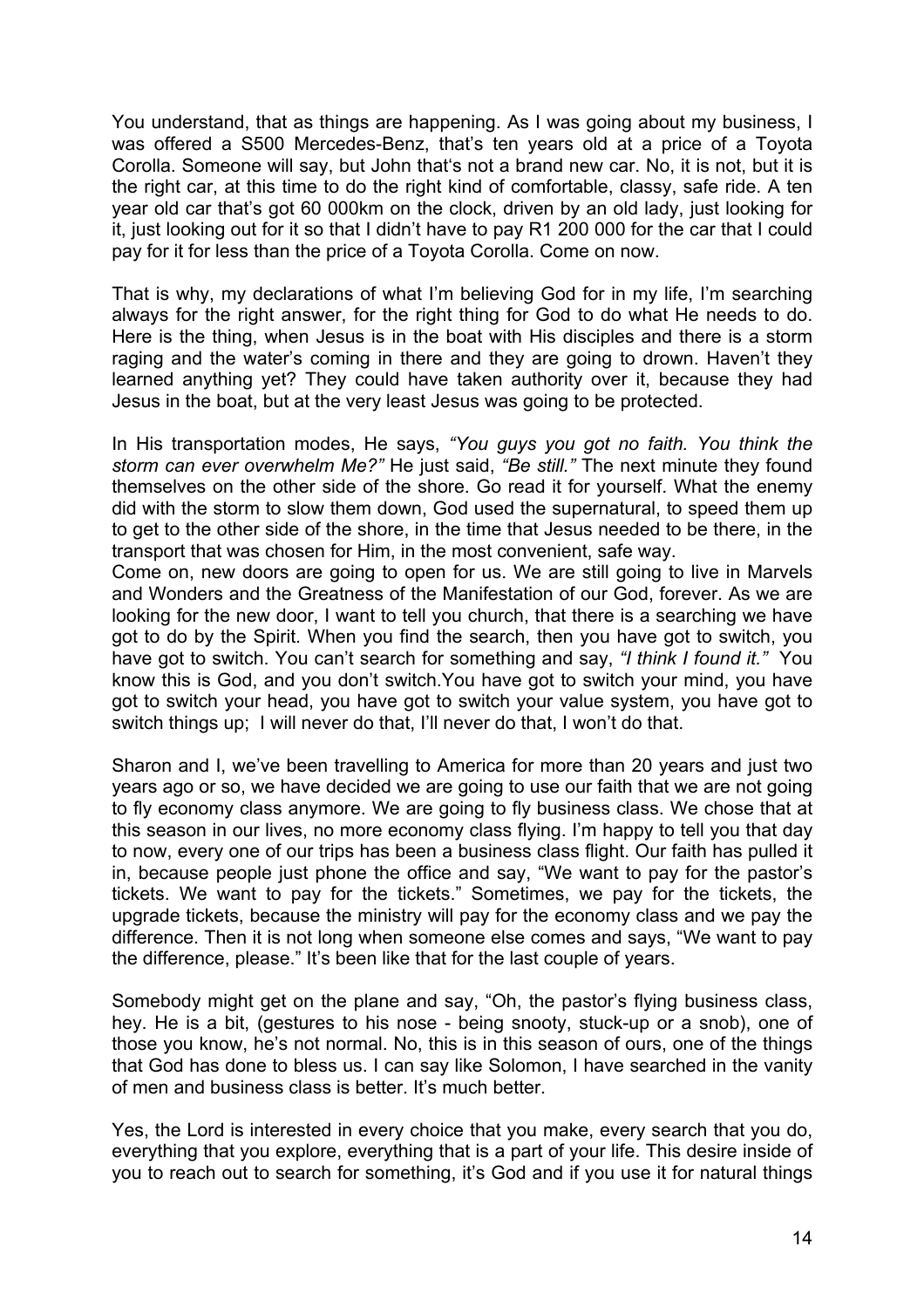You understand, that as things are happening. As I was going about my business, I was offered a S500 Mercedes-Benz, that's ten years old at a price of a Toyota Corolla. Someone will say, but John that's not a brand new car. No, it is not, but it is the right car, at this time to do the right kind of comfortable, classy, safe ride. A ten year old car that's got 60 000km on the clock, driven by an old lady, just looking for it, just looking out for it so that I didn't have to pay R1 200 000 for the car that I could pay for it for less than the price of a Toyota Corolla. Come on now.

That is why, my declarations of what I'm believing God for in my life, I'm searching always for the right answer, for the right thing for God to do what He needs to do. Here is the thing, when Jesus is in the boat with His disciples and there is a storm raging and the water's coming in there and they are going to drown. Haven't they learned anything yet? They could have taken authority over it, because they had Jesus in the boat, but at the very least Jesus was going to be protected.

In His transportation modes, He says, *"You guys you got no faith. You think the storm can ever overwhelm Me?"* He just said, *"Be still."* The next minute they found themselves on the other side of the shore. Go read it for yourself. What the enemy did with the storm to slow them down, God used the supernatural, to speed them up to get to the other side of the shore, in the time that Jesus needed to be there, in the transport that was chosen for Him, in the most convenient, safe way.

Come on, new doors are going to open for us. We are still going to live in Marvels and Wonders and the Greatness of the Manifestation of our God, forever. As we are looking for the new door, I want to tell you church, that there is a searching we have got to do by the Spirit. When you find the search, then you have got to switch, you have got to switch. You can't search for something and say, *"I think I found it."* You know this is God, and you don't switch.You have got to switch your mind, you have got to switch your head, you have got to switch your value system, you have got to switch things up; I will never do that, I'll never do that, I won't do that.

Sharon and I, we've been travelling to America for more than 20 years and just two years ago or so, we have decided we are going to use our faith that we are not going to fly economy class anymore. We are going to fly business class. We chose that at this season in our lives, no more economy class flying. I'm happy to tell you that day to now, every one of our trips has been a business class flight. Our faith has pulled it in, because people just phone the office and say, "We want to pay for the pastor's tickets. We want to pay for the tickets." Sometimes, we pay for the tickets, the upgrade tickets, because the ministry will pay for the economy class and we pay the difference. Then it is not long when someone else comes and says, "We want to pay the difference, please." It's been like that for the last couple of years.

Somebody might get on the plane and say, "Oh, the pastor's flying business class, hey. He is a bit, (gestures to his nose - being snooty, stuck-up or a snob), one of those you know, he's not normal. No, this is in this season of ours, one of the things that God has done to bless us. I can say like Solomon, I have searched in the vanity of men and business class is better. It's much better.

Yes, the Lord is interested in every choice that you make, every search that you do, everything that you explore, everything that is a part of your life. This desire inside of you to reach out to search for something, it's God and if you use it for natural things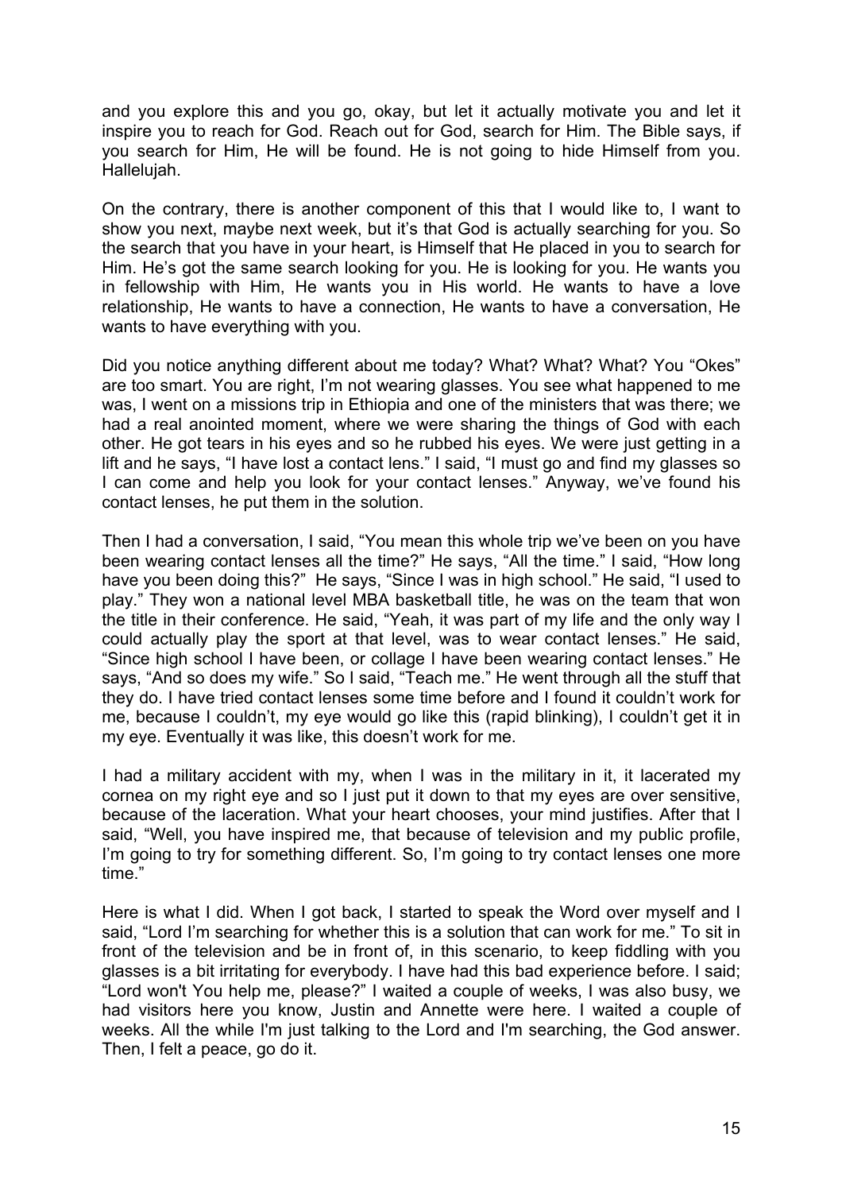and you explore this and you go, okay, but let it actually motivate you and let it inspire you to reach for God. Reach out for God, search for Him. The Bible says, if you search for Him, He will be found. He is not going to hide Himself from you. Hallelujah.

On the contrary, there is another component of this that I would like to, I want to show you next, maybe next week, but it's that God is actually searching for you. So the search that you have in your heart, is Himself that He placed in you to search for Him. He's got the same search looking for you. He is looking for you. He wants you in fellowship with Him, He wants you in His world. He wants to have a love relationship, He wants to have a connection, He wants to have a conversation, He wants to have everything with you.

Did you notice anything different about me today? What? What? What? You "Okes" are too smart. You are right, I'm not wearing glasses. You see what happened to me was, I went on a missions trip in Ethiopia and one of the ministers that was there; we had a real anointed moment, where we were sharing the things of God with each other. He got tears in his eyes and so he rubbed his eyes. We were just getting in a lift and he says, "I have lost a contact lens." I said, "I must go and find my glasses so I can come and help you look for your contact lenses." Anyway, we've found his contact lenses, he put them in the solution.

Then I had a conversation, I said, "You mean this whole trip we've been on you have been wearing contact lenses all the time?" He says, "All the time." I said, "How long have you been doing this?" He says, "Since I was in high school." He said, "I used to play." They won a national level MBA basketball title, he was on the team that won the title in their conference. He said, "Yeah, it was part of my life and the only way I could actually play the sport at that level, was to wear contact lenses." He said, "Since high school I have been, or collage I have been wearing contact lenses." He says, "And so does my wife." So I said, "Teach me." He went through all the stuff that they do. I have tried contact lenses some time before and I found it couldn't work for me, because I couldn't, my eye would go like this (rapid blinking), I couldn't get it in my eye. Eventually it was like, this doesn't work for me.

I had a military accident with my, when I was in the military in it, it lacerated my cornea on my right eye and so I just put it down to that my eyes are over sensitive, because of the laceration. What your heart chooses, your mind justifies. After that I said, "Well, you have inspired me, that because of television and my public profile, I'm going to try for something different. So, I'm going to try contact lenses one more time."

Here is what I did. When I got back, I started to speak the Word over myself and I said, "Lord I'm searching for whether this is a solution that can work for me." To sit in front of the television and be in front of, in this scenario, to keep fiddling with you glasses is a bit irritating for everybody. I have had this bad experience before. I said; "Lord won't You help me, please?" I waited a couple of weeks, I was also busy, we had visitors here you know, Justin and Annette were here. I waited a couple of weeks. All the while I'm just talking to the Lord and I'm searching, the God answer. Then, I felt a peace, go do it.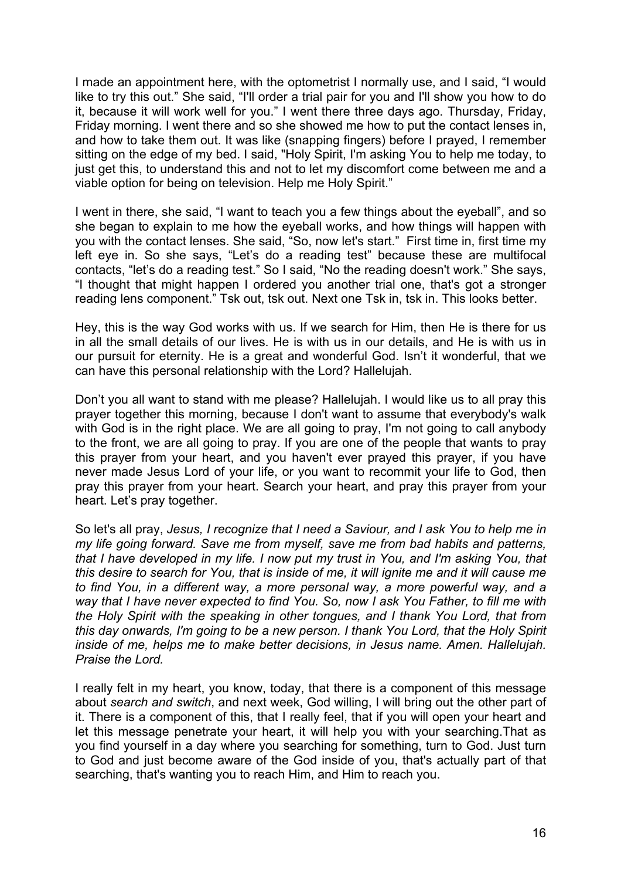I made an appointment here, with the optometrist I normally use, and I said, "I would like to try this out." She said, "I'll order a trial pair for you and I'll show you how to do it, because it will work well for you." I went there three days ago. Thursday, Friday, Friday morning. I went there and so she showed me how to put the contact lenses in, and how to take them out. It was like (snapping fingers) before I prayed, I remember sitting on the edge of my bed. I said, "Holy Spirit, I'm asking You to help me today, to just get this, to understand this and not to let my discomfort come between me and a viable option for being on television. Help me Holy Spirit."

I went in there, she said, "I want to teach you a few things about the eyeball", and so she began to explain to me how the eyeball works, and how things will happen with you with the contact lenses. She said, "So, now let's start." First time in, first time my left eye in. So she says, "Let's do a reading test" because these are multifocal contacts, "let's do a reading test." So I said, "No the reading doesn't work." She says, "I thought that might happen I ordered you another trial one, that's got a stronger reading lens component." Tsk out, tsk out. Next one Tsk in, tsk in. This looks better.

Hey, this is the way God works with us. If we search for Him, then He is there for us in all the small details of our lives. He is with us in our details, and He is with us in our pursuit for eternity. He is a great and wonderful God. Isn't it wonderful, that we can have this personal relationship with the Lord? Hallelujah.

Don't you all want to stand with me please? Hallelujah. I would like us to all pray this prayer together this morning, because I don't want to assume that everybody's walk with God is in the right place. We are all going to pray, I'm not going to call anybody to the front, we are all going to pray. If you are one of the people that wants to pray this prayer from your heart, and you haven't ever prayed this prayer, if you have never made Jesus Lord of your life, or you want to recommit your life to God, then pray this prayer from your heart. Search your heart, and pray this prayer from your heart. Let's pray together.

So let's all pray, *Jesus, I recognize that I need a Saviour, and I ask You to help me in my life going forward. Save me from myself, save me from bad habits and patterns, that I have developed in my life. I now put my trust in You, and I'm asking You, that this desire to search for You, that is inside of me, it will ignite me and it will cause me to find You, in a different way, a more personal way, a more powerful way, and a way that I have never expected to find You. So, now I ask You Father, to fill me with the Holy Spirit with the speaking in other tongues, and I thank You Lord, that from this day onwards, I'm going to be a new person. I thank You Lord, that the Holy Spirit inside of me, helps me to make better decisions, in Jesus name. Amen. Hallelujah. Praise the Lord.*

I really felt in my heart, you know, today, that there is a component of this message about *search and switch*, and next week, God willing, I will bring out the other part of it. There is a component of this, that I really feel, that if you will open your heart and let this message penetrate your heart, it will help you with your searching.That as you find yourself in a day where you searching for something, turn to God. Just turn to God and just become aware of the God inside of you, that's actually part of that searching, that's wanting you to reach Him, and Him to reach you.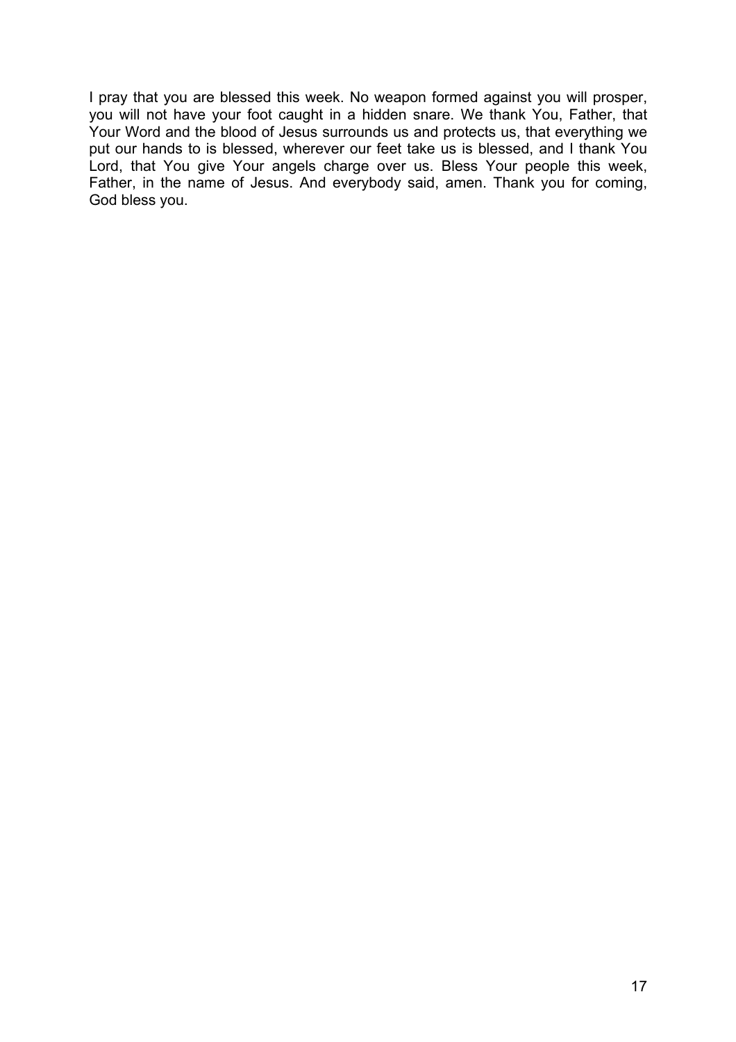I pray that you are blessed this week. No weapon formed against you will prosper, you will not have your foot caught in a hidden snare. We thank You, Father, that Your Word and the blood of Jesus surrounds us and protects us, that everything we put our hands to is blessed, wherever our feet take us is blessed, and I thank You Lord, that You give Your angels charge over us. Bless Your people this week, Father, in the name of Jesus. And everybody said, amen. Thank you for coming, God bless you.